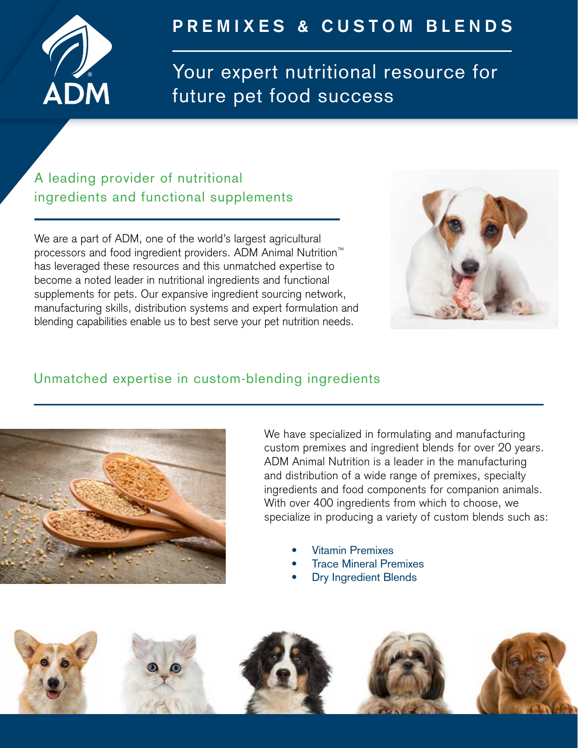# PREMIXES & CUSTOM BLENDS

Your expert nutritional resource for future pet food success

## A leading provider of nutritional ingredients and functional supplements

We are a part of ADM, one of the world's largest agricultural processors and food ingredient providers. ADM Animal Nutrition™ has leveraged these resources and this unmatched expertise to become a noted leader in nutritional ingredients and functional supplements for pets. Our expansive ingredient sourcing network, manufacturing skills, distribution systems and expert formulation and blending capabilities enable us to best serve your pet nutrition needs.

## Unmatched expertise in custom-blending ingredients

We have specialized in formulating and manufacturing custom premixes and ingredient blends for over 20 years. ADM Animal Nutrition is a leader in the manufacturing and distribution of a wide range of premixes, specialty ingredients and food components for companion animals. With over 400 ingredients from which to choose, we specialize in producing a variety of custom blends such as:

- Vitamin Premixes
- Trace Mineral Premixes
- Dry Ingredient Blends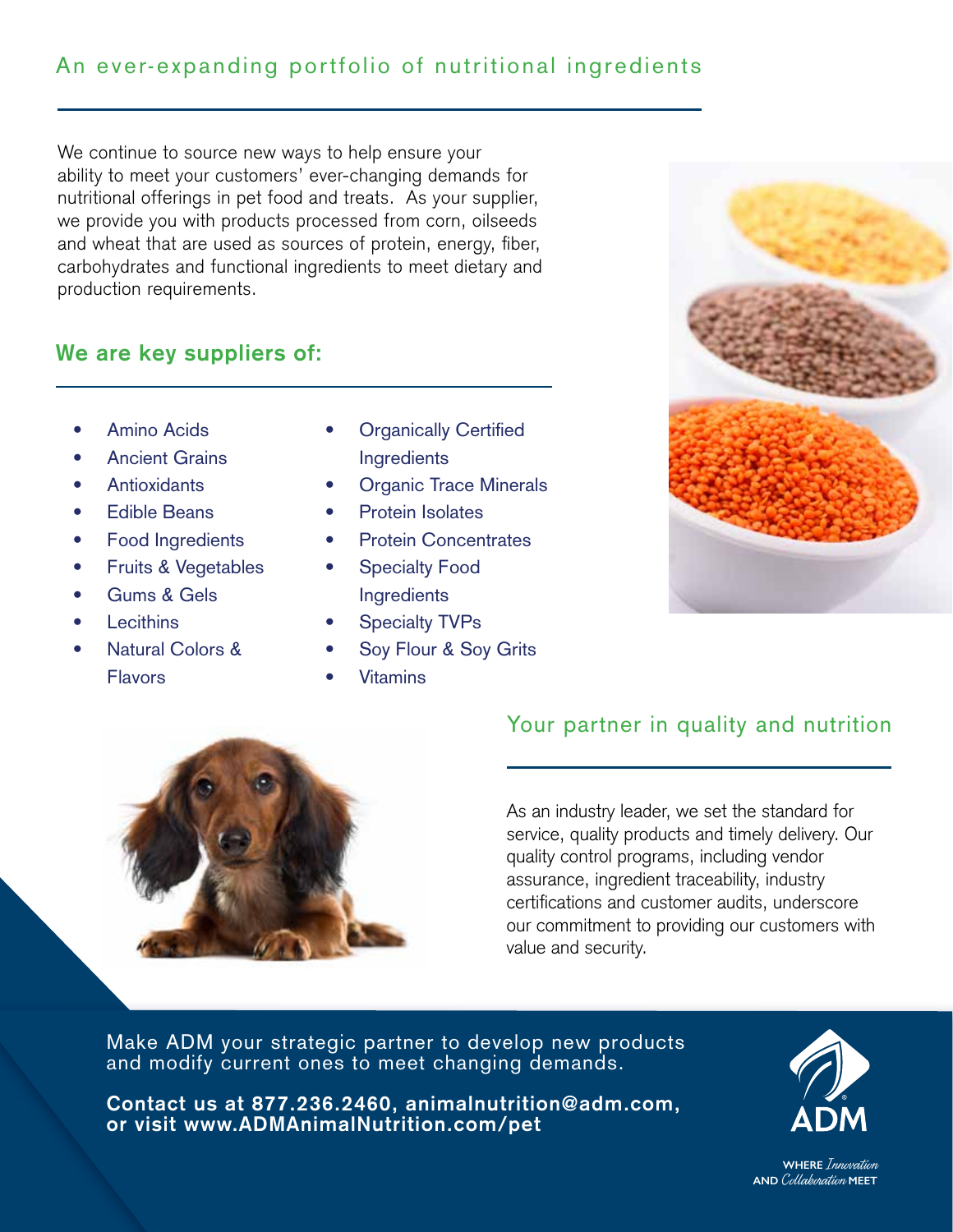## An ever-expanding portfolio of nutritional ingredients

We continue to source new ways to help ensure your ability to meet your customers' ever-changing demands for nutritional offerings in pet food and treats. As your supplier, we provide you with products processed from corn, oilseeds and wheat that are used as sources of protein, energy, fiber, carbohydrates and functional ingredients to meet dietary and production requirements.

### We are key suppliers of:

- Amino Acids
- Ancient Grains
- Antioxidants
- Edible Beans
- Food Ingredients
- Fruits & Vegetables
- Gums & Gels
- Lecithins
- Natural Colors & Flavors
- Organically Certified Ingredients
- Organic Trace Minerals
- Protein Isolates
- Protein Concentrates
- Specialty Food Ingredients
- Specialty TVPs
- Soy Flour & Soy Grits
- Vitamins

## Your partner in quality and nutrition

As an industry leader, we set the standard for service, quality products and timely delivery. Our quality control programs, including vendor assurance, ingredient traceability, industry certifications and customer audits, underscore our commitment to providing our customers with value and security.

Make ADM your strategic partner to develop new products and modify current ones to meet changing demands.

**Contact us at 877.236.2460, animalnutrition@adm.com, or visit www.ADMAnimalNutrition.com/pet**

ADM

WHERE *Innovation* AND *Collaboration* MEET